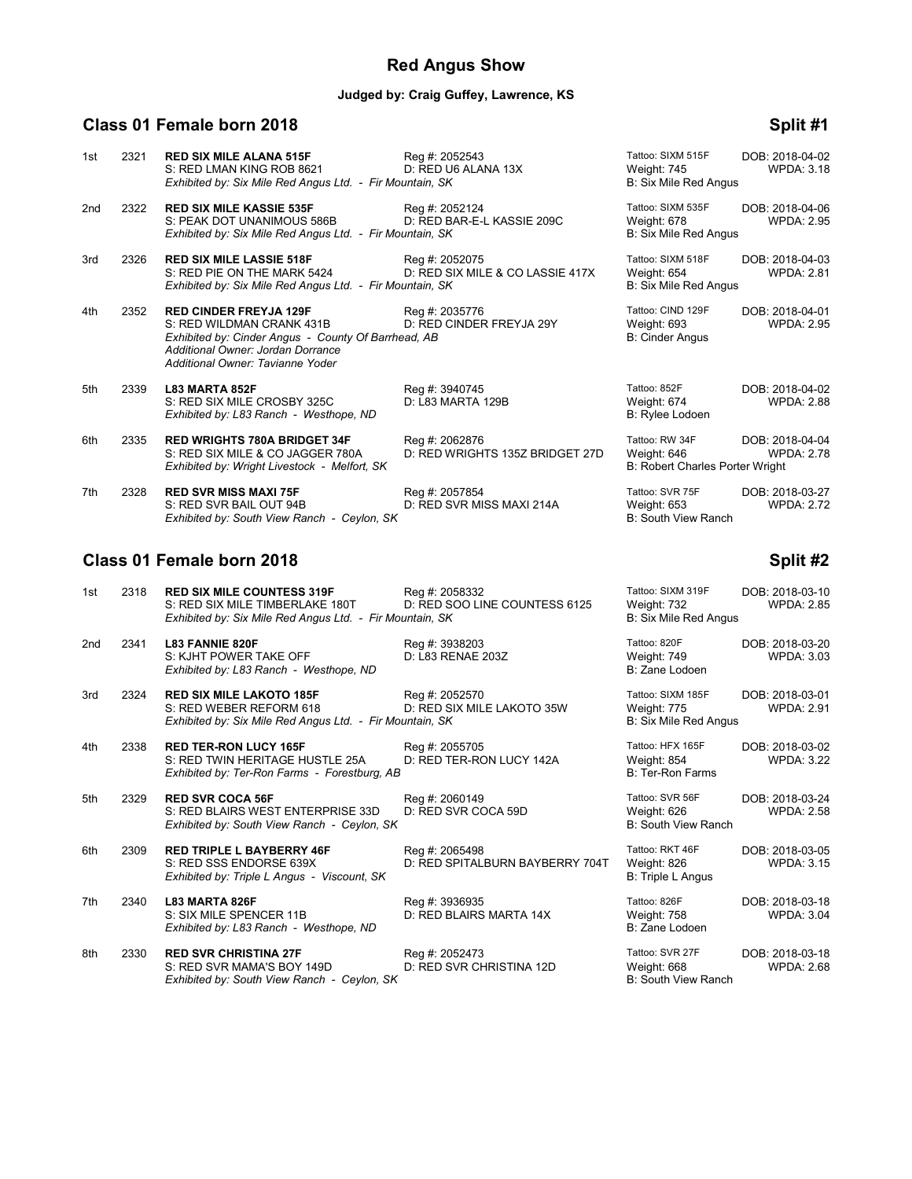# Red Angus Show

**Judged by: Craig Guffey, Lawrence, KS**

## Class 01 Female born 2018 — Split #1

1st 2321 **RED SIX MILE ALANA 515F** Reg #: 2052543 Tattoo: SIXM 515F DOB: 2018-04-02
S: RED LMAN KING ROB 8621 D: RED U6 ALANA 13X Weight: 745 WPDA: 3.18
*Exhibited by: Six Mile Red Angus Ltd. - Fir Mountain, SK* B: Six Mile Red Angus

2nd 2322 **RED SIX MILE KASSIE 535F** Reg #: 2052124 Tattoo: SIXM 535F DOB: 2018-04-06
S: PEAK DOT UNANIMOUS 586B D: RED BAR-E-L KASSIE 209C Weight: 678 WPDA: 2.95
*Exhibited by: Six Mile Red Angus Ltd. - Fir Mountain, SK* B: Six Mile Red Angus

3rd 2326 **RED SIX MILE LASSIE 518F** Reg #: 2052075 Tattoo: SIXM 518F DOB: 2018-04-03
S: RED PIE ON THE MARK 5424 D: RED SIX MILE & CO LASSIE 417X Weight: 654 WPDA: 2.81
*Exhibited by: Six Mile Red Angus Ltd. - Fir Mountain, SK* B: Six Mile Red Angus

4th 2352 **RED CINDER FREYJA 129F** Reg #: 2035776 Tattoo: CIND 129F DOB: 2018-04-01
S: RED WILDMAN CRANK 431B D: RED CINDER FREYJA 29Y Weight: 693 WPDA: 2.95
*Exhibited by: Cinder Angus - County Of Barrhead, AB* B: Cinder Angus
*Additional Owner: Jordan Dorrance*
*Additional Owner: Tavianne Yoder*

5th 2339 **L83 MARTA 852F** Reg #: 3940745 Tattoo: 852F DOB: 2018-04-02
S: RED SIX MILE CROSBY 325C D: L83 MARTA 129B Weight: 674 WPDA: 2.88
*Exhibited by: L83 Ranch - Westhope, ND* B: Rylee Lodoen

6th 2335 **RED WRIGHTS 780A BRIDGET 34F** Reg #: 2062876 Tattoo: RW 34F DOB: 2018-04-04
S: RED SIX MILE & CO JAGGER 780A D: RED WRIGHTS 135Z BRIDGET 27D Weight: 646 WPDA: 2.78
*Exhibited by: Wright Livestock - Melfort, SK* B: Robert Charles Porter Wright

7th 2328 **RED SVR MISS MAXI 75F** Reg #: 2057854 Tattoo: SVR 75F DOB: 2018-03-27
S: RED SVR BAIL OUT 94B D: RED SVR MISS MAXI 214A Weight: 653 WPDA: 2.72
*Exhibited by: South View Ranch - Ceylon, SK* B: South View Ranch

## Class 01 Female born 2018 — Split #2

1st 2318 **RED SIX MILE COUNTESS 319F** Reg #: 2058332 Tattoo: SIXM 319F DOB: 2018-03-10
S: RED SIX MILE TIMBERLAKE 180T D: RED SOO LINE COUNTESS 6125 Weight: 732 WPDA: 2.85
*Exhibited by: Six Mile Red Angus Ltd. - Fir Mountain, SK* B: Six Mile Red Angus

2nd 2341 **L83 FANNIE 820F** Reg #: 3938203 Tattoo: 820F DOB: 2018-03-20
S: KJHT POWER TAKE OFF D: L83 RENAE 203Z Weight: 749 WPDA: 3.03
*Exhibited by: L83 Ranch - Westhope, ND* B: Zane Lodoen

3rd 2324 **RED SIX MILE LAKOTO 185F** Reg #: 2052570 Tattoo: SIXM 185F DOB: 2018-03-01
S: RED WEBER REFORM 618 D: RED SIX MILE LAKOTO 35W Weight: 775 WPDA: 2.91
*Exhibited by: Six Mile Red Angus Ltd. - Fir Mountain, SK* B: Six Mile Red Angus

4th 2338 **RED TER-RON LUCY 165F** Reg #: 2055705 Tattoo: HFX 165F DOB: 2018-03-02
S: RED TWIN HERITAGE HUSTLE 25A D: RED TER-RON LUCY 142A Weight: 854 WPDA: 3.22
*Exhibited by: Ter-Ron Farms - Forestburg, AB* B: Ter-Ron Farms

5th 2329 **RED SVR COCA 56F** Reg #: 2060149 Tattoo: SVR 56F DOB: 2018-03-24
S: RED BLAIRS WEST ENTERPRISE 33D D: RED SVR COCA 59D Weight: 626 WPDA: 2.58
*Exhibited by: South View Ranch - Ceylon, SK* B: South View Ranch

6th 2309 **RED TRIPLE L BAYBERRY 46F** Reg #: 2065498 Tattoo: RKT 46F DOB: 2018-03-05
S: RED SSS ENDORSE 639X D: RED SPITALBURN BAYBERRY 704T Weight: 826 WPDA: 3.15
*Exhibited by: Triple L Angus - Viscount, SK* B: Triple L Angus

7th 2340 **L83 MARTA 826F** Reg #: 3936935 Tattoo: 826F DOB: 2018-03-18
S: SIX MILE SPENCER 11B D: RED BLAIRS MARTA 14X Weight: 758 WPDA: 3.04
*Exhibited by: L83 Ranch - Westhope, ND* B: Zane Lodoen

8th 2330 **RED SVR CHRISTINA 27F** Reg #: 2052473 Tattoo: SVR 27F DOB: 2018-03-18
S: RED SVR MAMA'S BOY 149D D: RED SVR CHRISTINA 12D Weight: 668 WPDA: 2.68
*Exhibited by: South View Ranch - Ceylon, SK* B: South View Ranch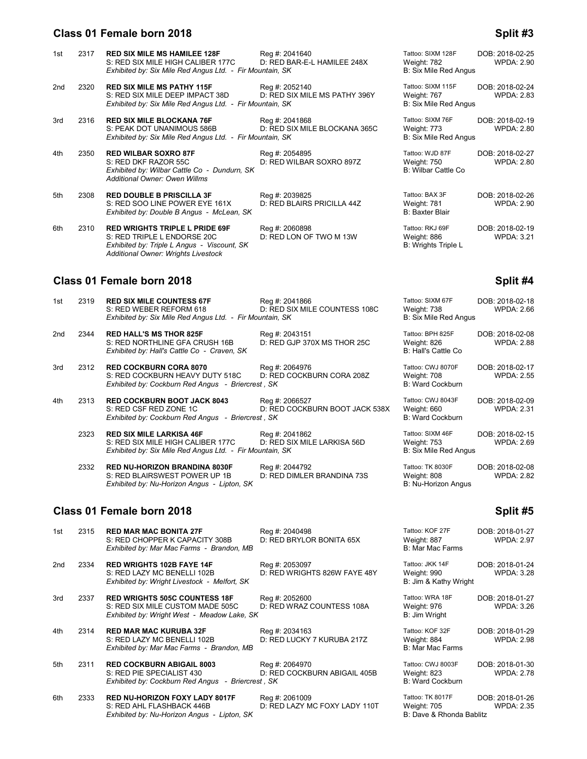## Class 01 Female born 2018 — Split #3

| Place | No. | Name / Sire / Exhibitor | Reg # / Dam | Tattoo / Weight / Breeder | DOB / WPDA |
|---|---|---|---|---|---|
| 1st | 2317 | **RED SIX MILE MS HAMILEE 128F**<br>S: RED SIX MILE HIGH CALIBER 177C<br>*Exhibited by: Six Mile Red Angus Ltd. - Fir Mountain, SK* | Reg #: 2041640<br>D: RED BAR-E-L HAMILEE 248X | Tattoo: SIXM 128F<br>Weight: 782<br>B: Six Mile Red Angus | DOB: 2018-02-25<br>WPDA: 2.90 |
| 2nd | 2320 | **RED SIX MILE MS PATHY 115F**<br>S: RED SIX MILE DEEP IMPACT 38D<br>*Exhibited by: Six Mile Red Angus Ltd. - Fir Mountain, SK* | Reg #: 2052140<br>D: RED SIX MILE MS PATHY 396Y | Tattoo: SIXM 115F<br>Weight: 767<br>B: Six Mile Red Angus | DOB: 2018-02-24<br>WPDA: 2.83 |
| 3rd | 2316 | **RED SIX MILE BLOCKANA 76F**<br>S: PEAK DOT UNANIMOUS 586B<br>*Exhibited by: Six Mile Red Angus Ltd. - Fir Mountain, SK* | Reg #: 2041868<br>D: RED SIX MILE BLOCKANA 365C | Tattoo: SIXM 76F<br>Weight: 773<br>B: Six Mile Red Angus | DOB: 2018-02-19<br>WPDA: 2.80 |
| 4th | 2350 | **RED WILBAR SOXRO 87F**<br>S: RED DKF RAZOR 55C<br>*Exhibited by: Wilbar Cattle Co - Dundurn, SK*<br>*Additional Owner: Owen Willms* | Reg #: 2054895<br>D: RED WILBAR SOXRO 897Z | Tattoo: WJD 87F<br>Weight: 750<br>B: Wilbar Cattle Co | DOB: 2018-02-27<br>WPDA: 2.80 |
| 5th | 2308 | **RED DOUBLE B PRISCILLA 3F**<br>S: RED SOO LINE POWER EYE 161X<br>*Exhibited by: Double B Angus - McLean, SK* | Reg #: 2039825<br>D: RED BLAIRS PRICILLA 44Z | Tattoo: BAX 3F<br>Weight: 781<br>B: Baxter Blair | DOB: 2018-02-26<br>WPDA: 2.90 |
| 6th | 2310 | **RED WRIGHTS TRIPLE L PRIDE 69F**<br>S: RED TRIPLE L ENDORSE 20C<br>*Exhibited by: Triple L Angus - Viscount, SK*<br>*Additional Owner: Wrights Livestock* | Reg #: 2060898<br>D: RED LON OF TWO M 13W | Tattoo: RKJ 69F<br>Weight: 886<br>B: Wrights Triple L | DOB: 2018-02-19<br>WPDA: 3.21 |

## Class 01 Female born 2018 — Split #4

| Place | No. | Name / Sire / Exhibitor | Reg # / Dam | Tattoo / Weight / Breeder | DOB / WPDA |
|---|---|---|---|---|---|
| 1st | 2319 | **RED SIX MILE COUNTESS 67F**<br>S: RED WEBER REFORM 618<br>*Exhibited by: Six Mile Red Angus Ltd. - Fir Mountain, SK* | Reg #: 2041866<br>D: RED SIX MILE COUNTESS 108C | Tattoo: SIXM 67F<br>Weight: 738<br>B: Six Mile Red Angus | DOB: 2018-02-18<br>WPDA: 2.66 |
| 2nd | 2344 | **RED HALL'S MS THOR 825F**<br>S: RED NORTHLINE GFA CRUSH 16B<br>*Exhibited by: Hall's Cattle Co - Craven, SK* | Reg #: 2043151<br>D: RED GJP 370X MS THOR 25C | Tattoo: BPH 825F<br>Weight: 826<br>B: Hall's Cattle Co | DOB: 2018-02-08<br>WPDA: 2.88 |
| 3rd | 2312 | **RED COCKBURN CORA 8070**<br>S: RED COCKBURN HEAVY DUTY 518C<br>*Exhibited by: Cockburn Red Angus - Briercrest , SK* | Reg #: 2064976<br>D: RED COCKBURN CORA 208Z | Tattoo: CWJ 8070F<br>Weight: 708<br>B: Ward Cockburn | DOB: 2018-02-17<br>WPDA: 2.55 |
| 4th | 2313 | **RED COCKBURN BOOT JACK 8043**<br>S: RED CSF RED ZONE 1C<br>*Exhibited by: Cockburn Red Angus - Briercrest , SK* | Reg #: 2066527<br>D: RED COCKBURN BOOT JACK 538X | Tattoo: CWJ 8043F<br>Weight: 660<br>B: Ward Cockburn | DOB: 2018-02-09<br>WPDA: 2.31 |
| | 2323 | **RED SIX MILE LARKISA 46F**<br>S: RED SIX MILE HIGH CALIBER 177C<br>*Exhibited by: Six Mile Red Angus Ltd. - Fir Mountain, SK* | Reg #: 2041862<br>D: RED SIX MILE LARKISA 56D | Tattoo: SIXM 46F<br>Weight: 753<br>B: Six Mile Red Angus | DOB: 2018-02-15<br>WPDA: 2.69 |
| | 2332 | **RED NU-HORIZON BRANDINA 8030F**<br>S: RED BLAIRSWEST POWER UP 1B<br>*Exhibited by: Nu-Horizon Angus - Lipton, SK* | Reg #: 2044792<br>D: RED DIMLER BRANDINA 73S | Tattoo: TK 8030F<br>Weight: 808<br>B: Nu-Horizon Angus | DOB: 2018-02-08<br>WPDA: 2.82 |

## Class 01 Female born 2018 — Split #5

| Place | No. | Name / Sire / Exhibitor | Reg # / Dam | Tattoo / Weight / Breeder | DOB / WPDA |
|---|---|---|---|---|---|
| 1st | 2315 | **RED MAR MAC BONITA 27F**<br>S: RED CHOPPER K CAPACITY 308B<br>*Exhibited by: Mar Mac Farms - Brandon, MB* | Reg #: 2040498<br>D: RED BRYLOR BONITA 65X | Tattoo: KOF 27F<br>Weight: 887<br>B: Mar Mac Farms | DOB: 2018-01-27<br>WPDA: 2.97 |
| 2nd | 2334 | **RED WRIGHTS 102B FAYE 14F**<br>S: RED LAZY MC BENELLI 102B<br>*Exhibited by: Wright Livestock - Melfort, SK* | Reg #: 2053097<br>D: RED WRIGHTS 826W FAYE 48Y | Tattoo: JKK 14F<br>Weight: 990<br>B: Jim & Kathy Wright | DOB: 2018-01-24<br>WPDA: 3.28 |
| 3rd | 2337 | **RED WRIGHTS 505C COUNTESS 18F**<br>S: RED SIX MILE CUSTOM MADE 505C<br>*Exhibited by: Wright West - Meadow Lake, SK* | Reg #: 2052600<br>D: RED WRAZ COUNTESS 108A | Tattoo: WRA 18F<br>Weight: 976<br>B: Jim Wright | DOB: 2018-01-27<br>WPDA: 3.26 |
| 4th | 2314 | **RED MAR MAC KURUBA 32F**<br>S: RED LAZY MC BENELLI 102B<br>*Exhibited by: Mar Mac Farms - Brandon, MB* | Reg #: 2034163<br>D: RED LUCKY 7 KURUBA 217Z | Tattoo: KOF 32F<br>Weight: 884<br>B: Mar Mac Farms | DOB: 2018-01-29<br>WPDA: 2.98 |
| 5th | 2311 | **RED COCKBURN ABIGAIL 8003**<br>S: RED PIE SPECIALIST 430<br>*Exhibited by: Cockburn Red Angus - Briercrest , SK* | Reg #: 2064970<br>D: RED COCKBURN ABIGAIL 405B | Tattoo: CWJ 8003F<br>Weight: 823<br>B: Ward Cockburn | DOB: 2018-01-30<br>WPDA: 2.78 |
| 6th | 2333 | **RED NU-HORIZON FOXY LADY 8017F**<br>S: RED AHL FLASHBACK 446B<br>*Exhibited by: Nu-Horizon Angus - Lipton, SK* | Reg #: 2061009<br>D: RED LAZY MC FOXY LADY 110T | Tattoo: TK 8017F<br>Weight: 705<br>B: Dave & Rhonda Bablitz | DOB: 2018-01-26<br>WPDA: 2.35 |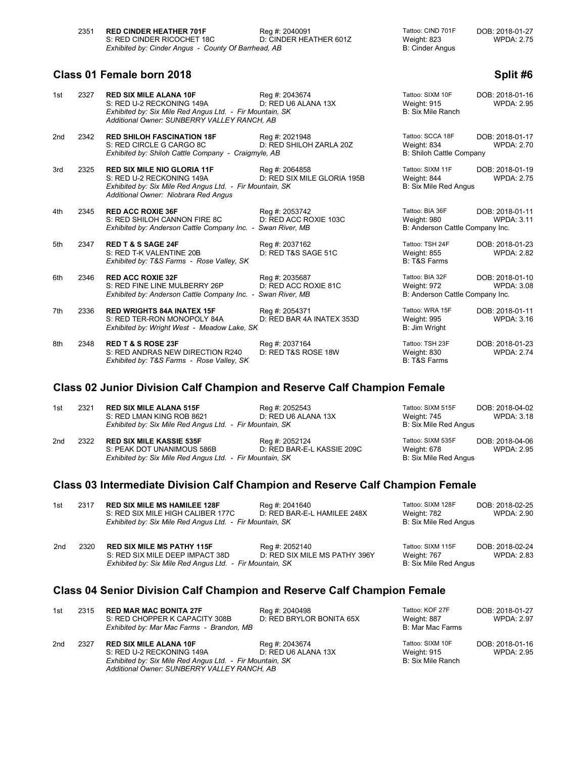2351 **RED CINDER HEATHER 701F** Reg #: 2040091 Tattoo: CIND 701F DOB: 2018-01-27
S: RED CINDER RICOCHET 18C D: CINDER HEATHER 601Z Weight: 823 WPDA: 2.75
*Exhibited by: Cinder Angus - County Of Barrhead, AB* B: Cinder Angus

## Class 01 Female born 2018 — Split #6

1st 2327 **RED SIX MILE ALANA 10F** Reg #: 2043674 Tattoo: SIXM 10F DOB: 2018-01-16
S: RED U-2 RECKONING 149A D: RED U6 ALANA 13X Weight: 915 WPDA: 2.95
*Exhibited by: Six Mile Red Angus Ltd. - Fir Mountain, SK* B: Six Mile Ranch
*Additional Owner: SUNBERRY VALLEY RANCH, AB*

2nd 2342 **RED SHILOH FASCINATION 18F** Reg #: 2021948 Tattoo: SCCA 18F DOB: 2018-01-17
S: RED CIRCLE G CARGO 8C D: RED SHILOH ZARLA 20Z Weight: 834 WPDA: 2.70
*Exhibited by: Shiloh Cattle Company - Craigmyle, AB* B: Shiloh Cattle Company

3rd 2325 **RED SIX MILE NIO GLORIA 11F** Reg #: 2064858 Tattoo: SIXM 11F DOB: 2018-01-19
S: RED U-2 RECKONING 149A D: RED SIX MILE GLORIA 195B Weight: 844 WPDA: 2.75
*Exhibited by: Six Mile Red Angus Ltd. - Fir Mountain, SK* B: Six Mile Red Angus
*Additional Owner: Niobrara Red Angus*

4th 2345 **RED ACC ROXIE 36F** Reg #: 2053742 Tattoo: BIA 36F DOB: 2018-01-11
S: RED SHILOH CANNON FIRE 8C D: RED ACC ROXIE 103C Weight: 980 WPDA: 3.11
*Exhibited by: Anderson Cattle Company Inc. - Swan River, MB* B: Anderson Cattle Company Inc.

5th 2347 **RED T & S SAGE 24F** Reg #: 2037162 Tattoo: TSH 24F DOB: 2018-01-23
S: RED T-K VALENTINE 20B D: RED T&S SAGE 51C Weight: 855 WPDA: 2.82
*Exhibited by: T&S Farms - Rose Valley, SK* B: T&S Farms

6th 2346 **RED ACC ROXIE 32F** Reg #: 2035687 Tattoo: BIA 32F DOB: 2018-01-10
S: RED FINE LINE MULBERRY 26P D: RED ACC ROXIE 81C Weight: 972 WPDA: 3.08
*Exhibited by: Anderson Cattle Company Inc. - Swan River, MB* B: Anderson Cattle Company Inc.

7th 2336 **RED WRIGHTS 84A INATEX 15F** Reg #: 2054371 Tattoo: WRA 15F DOB: 2018-01-11
S: RED TER-RON MONOPOLY 84A D: RED BAR 4A INATEX 353D Weight: 995 WPDA: 3.16
*Exhibited by: Wright West - Meadow Lake, SK* B: Jim Wright

8th 2348 **RED T & S ROSE 23F** Reg #: 2037164 Tattoo: TSH 23F DOB: 2018-01-23
S: RED ANDRAS NEW DIRECTION R240 D: RED T&S ROSE 18W Weight: 830 WPDA: 2.74
*Exhibited by: T&S Farms - Rose Valley, SK* B: T&S Farms

## Class 02 Junior Division Calf Champion and Reserve Calf Champion Female

1st 2321 **RED SIX MILE ALANA 515F** Reg #: 2052543 Tattoo: SIXM 515F DOB: 2018-04-02
S: RED LMAN KING ROB 8621 D: RED U6 ALANA 13X Weight: 745 WPDA: 3.18
*Exhibited by: Six Mile Red Angus Ltd. - Fir Mountain, SK* B: Six Mile Red Angus

2nd 2322 **RED SIX MILE KASSIE 535F** Reg #: 2052124 Tattoo: SIXM 535F DOB: 2018-04-06
S: PEAK DOT UNANIMOUS 586B D: RED BAR-E-L KASSIE 209C Weight: 678 WPDA: 2.95
*Exhibited by: Six Mile Red Angus Ltd. - Fir Mountain, SK* B: Six Mile Red Angus

## Class 03 Intermediate Division Calf Champion and Reserve Calf Champion Female

1st 2317 **RED SIX MILE MS HAMILEE 128F** Reg #: 2041640 Tattoo: SIXM 128F DOB: 2018-02-25
S: RED SIX MILE HIGH CALIBER 177C D: RED BAR-E-L HAMILEE 248X Weight: 782 WPDA: 2.90
*Exhibited by: Six Mile Red Angus Ltd. - Fir Mountain, SK* B: Six Mile Red Angus

2nd 2320 **RED SIX MILE MS PATHY 115F** Reg #: 2052140 Tattoo: SIXM 115F DOB: 2018-02-24
S: RED SIX MILE DEEP IMPACT 38D D: RED SIX MILE MS PATHY 396Y Weight: 767 WPDA: 2.83
*Exhibited by: Six Mile Red Angus Ltd. - Fir Mountain, SK* B: Six Mile Red Angus

## Class 04 Senior Division Calf Champion and Reserve Calf Champion Female

1st 2315 **RED MAR MAC BONITA 27F** Reg #: 2040498 Tattoo: KOF 27F DOB: 2018-01-27
S: RED CHOPPER K CAPACITY 308B D: RED BRYLOR BONITA 65X Weight: 887 WPDA: 2.97
*Exhibited by: Mar Mac Farms - Brandon, MB* B: Mar Mac Farms

2nd 2327 **RED SIX MILE ALANA 10F** Reg #: 2043674 Tattoo: SIXM 10F DOB: 2018-01-16
S: RED U-2 RECKONING 149A D: RED U6 ALANA 13X Weight: 915 WPDA: 2.95
*Exhibited by: Six Mile Red Angus Ltd. - Fir Mountain, SK* B: Six Mile Ranch
*Additional Owner: SUNBERRY VALLEY RANCH, AB*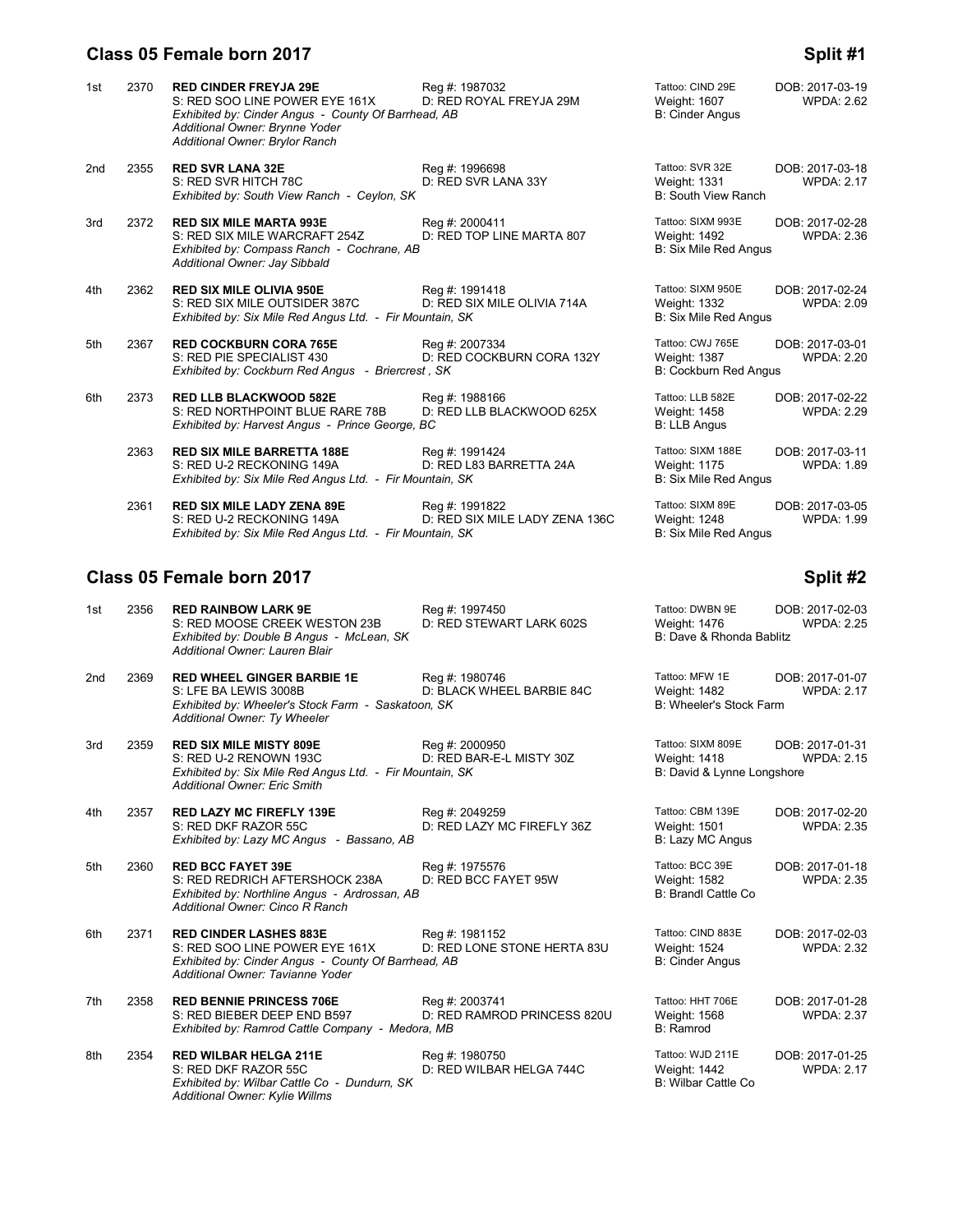## Class 05 Female born 2017

**Split #1**

1st 2370 **RED CINDER FREYJA 29E** Reg #: 1987032 Tattoo: CIND 29E DOB: 2017-03-19
S: RED SOO LINE POWER EYE 161X D: RED ROYAL FREYJA 29M Weight: 1607 WPDA: 2.62
*Exhibited by: Cinder Angus - County Of Barrhead, AB* B: Cinder Angus
*Additional Owner: Brynne Yoder*
*Additional Owner: Brylor Ranch*

2nd 2355 **RED SVR LANA 32E** Reg #: 1996698 Tattoo: SVR 32E DOB: 2017-03-18
S: RED SVR HITCH 78C D: RED SVR LANA 33Y Weight: 1331 WPDA: 2.17
*Exhibited by: South View Ranch - Ceylon, SK* B: South View Ranch

3rd 2372 **RED SIX MILE MARTA 993E** Reg #: 2000411 Tattoo: SIXM 993E DOB: 2017-02-28
S: RED SIX MILE WARCRAFT 254Z D: RED TOP LINE MARTA 807 Weight: 1492 WPDA: 2.36
*Exhibited by: Compass Ranch - Cochrane, AB* B: Six Mile Red Angus
*Additional Owner: Jay Sibbald*

4th 2362 **RED SIX MILE OLIVIA 950E** Reg #: 1991418 Tattoo: SIXM 950E DOB: 2017-02-24
S: RED SIX MILE OUTSIDER 387C D: RED SIX MILE OLIVIA 714A Weight: 1332 WPDA: 2.09
*Exhibited by: Six Mile Red Angus Ltd. - Fir Mountain, SK* B: Six Mile Red Angus

5th 2367 **RED COCKBURN CORA 765E** Reg #: 2007334 Tattoo: CWJ 765E DOB: 2017-03-01
S: RED PIE SPECIALIST 430 D: RED COCKBURN CORA 132Y Weight: 1387 WPDA: 2.20
*Exhibited by: Cockburn Red Angus - Briercrest , SK* B: Cockburn Red Angus

6th 2373 **RED LLB BLACKWOOD 582E** Reg #: 1988166 Tattoo: LLB 582E DOB: 2017-02-22
S: RED NORTHPOINT BLUE RARE 78B D: RED LLB BLACKWOOD 625X Weight: 1458 WPDA: 2.29
*Exhibited by: Harvest Angus - Prince George, BC* B: LLB Angus

2363 **RED SIX MILE BARRETTA 188E** Reg #: 1991424 Tattoo: SIXM 188E DOB: 2017-03-11
S: RED U-2 RECKONING 149A D: RED L83 BARRETTA 24A Weight: 1175 WPDA: 1.89
*Exhibited by: Six Mile Red Angus Ltd. - Fir Mountain, SK* B: Six Mile Red Angus

2361 **RED SIX MILE LADY ZENA 89E** Reg #: 1991822 Tattoo: SIXM 89E DOB: 2017-03-05
S: RED U-2 RECKONING 149A D: RED SIX MILE LADY ZENA 136C Weight: 1248 WPDA: 1.99
*Exhibited by: Six Mile Red Angus Ltd. - Fir Mountain, SK* B: Six Mile Red Angus

## Class 05 Female born 2017

**Split #2**

1st 2356 **RED RAINBOW LARK 9E** Reg #: 1997450 Tattoo: DWBN 9E DOB: 2017-02-03
S: RED MOOSE CREEK WESTON 23B D: RED STEWART LARK 602S Weight: 1476 WPDA: 2.25
*Exhibited by: Double B Angus - McLean, SK* B: Dave & Rhonda Bablitz
*Additional Owner: Lauren Blair*

2nd 2369 **RED WHEEL GINGER BARBIE 1E** Reg #: 1980746 Tattoo: MFW 1E DOB: 2017-01-07
S: LFE BA LEWIS 3008B D: BLACK WHEEL BARBIE 84C Weight: 1482 WPDA: 2.17
*Exhibited by: Wheeler's Stock Farm - Saskatoon, SK* B: Wheeler's Stock Farm
*Additional Owner: Ty Wheeler*

3rd 2359 **RED SIX MILE MISTY 809E** Reg #: 2000950 Tattoo: SIXM 809E DOB: 2017-01-31
S: RED U-2 RENOWN 193C D: RED BAR-E-L MISTY 30Z Weight: 1418 WPDA: 2.15
*Exhibited by: Six Mile Red Angus Ltd. - Fir Mountain, SK* B: David & Lynne Longshore
*Additional Owner: Eric Smith*

4th 2357 **RED LAZY MC FIREFLY 139E** Reg #: 2049259 Tattoo: CBM 139E DOB: 2017-02-20
S: RED DKF RAZOR 55C D: RED LAZY MC FIREFLY 36Z Weight: 1501 WPDA: 2.35
*Exhibited by: Lazy MC Angus - Bassano, AB* B: Lazy MC Angus

5th 2360 **RED BCC FAYET 39E** Reg #: 1975576 Tattoo: BCC 39E DOB: 2017-01-18
S: RED REDRICH AFTERSHOCK 238A D: RED BCC FAYET 95W Weight: 1582 WPDA: 2.35
*Exhibited by: Northline Angus - Ardrossan, AB* B: Brandl Cattle Co
*Additional Owner: Cinco R Ranch*

6th 2371 **RED CINDER LASHES 883E** Reg #: 1981152 Tattoo: CIND 883E DOB: 2017-02-03
S: RED SOO LINE POWER EYE 161X D: RED LONE STONE HERTA 83U Weight: 1524 WPDA: 2.32
*Exhibited by: Cinder Angus - County Of Barrhead, AB* B: Cinder Angus
*Additional Owner: Tavianne Yoder*

7th 2358 **RED BENNIE PRINCESS 706E** Reg #: 2003741 Tattoo: HHT 706E DOB: 2017-01-28
S: RED BIEBER DEEP END B597 D: RED RAMROD PRINCESS 820U Weight: 1568 WPDA: 2.37
*Exhibited by: Ramrod Cattle Company - Medora, MB* B: Ramrod

8th 2354 **RED WILBAR HELGA 211E** Reg #: 1980750 Tattoo: WJD 211E DOB: 2017-01-25
S: RED DKF RAZOR 55C D: RED WILBAR HELGA 744C Weight: 1442 WPDA: 2.17
*Exhibited by: Wilbar Cattle Co - Dundurn, SK* B: Wilbar Cattle Co
*Additional Owner: Kylie Willms*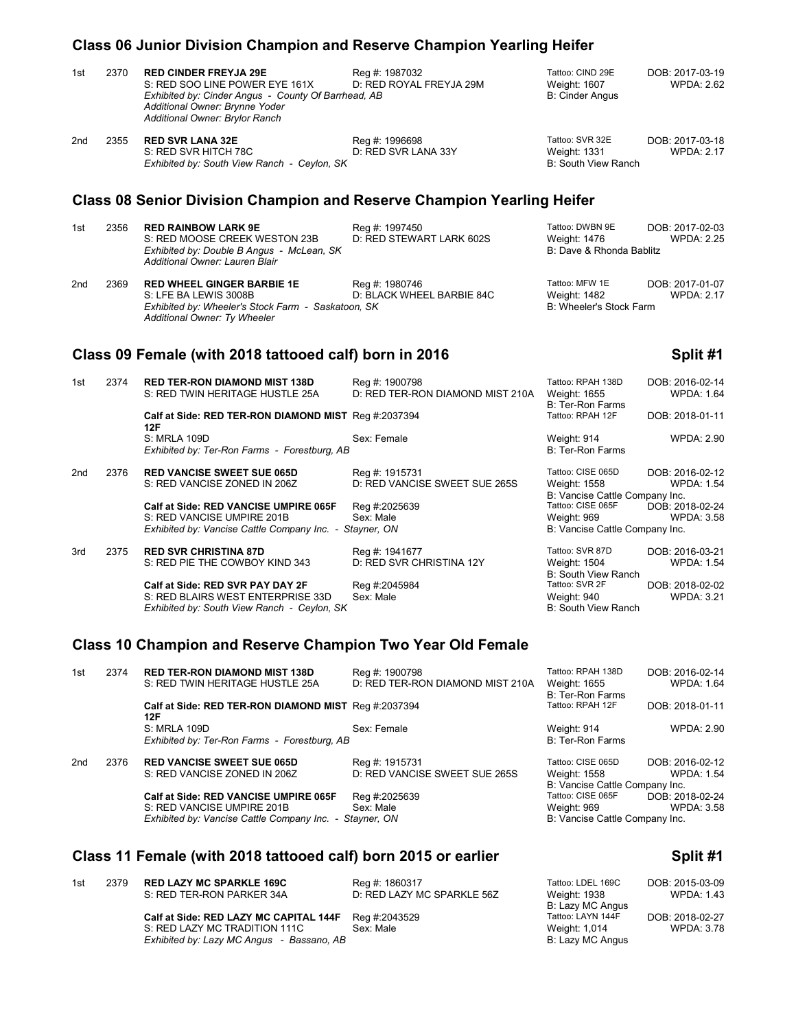## Class 06 Junior Division Champion and Reserve Champion Yearling Heifer

1st 2370 **RED CINDER FREYJA 29E** Reg #: 1987032 Tattoo: CIND 29E DOB: 2017-03-19
S: RED SOO LINE POWER EYE 161X D: RED ROYAL FREYJA 29M Weight: 1607 WPDA: 2.62
*Exhibited by: Cinder Angus - County Of Barrhead, AB* B: Cinder Angus
*Additional Owner: Brynne Yoder*
*Additional Owner: Brylor Ranch*

2nd 2355 **RED SVR LANA 32E** Reg #: 1996698 Tattoo: SVR 32E DOB: 2017-03-18
S: RED SVR HITCH 78C D: RED SVR LANA 33Y Weight: 1331 WPDA: 2.17
*Exhibited by: South View Ranch - Ceylon, SK* B: South View Ranch

## Class 08 Senior Division Champion and Reserve Champion Yearling Heifer

1st 2356 **RED RAINBOW LARK 9E** Reg #: 1997450 Tattoo: DWBN 9E DOB: 2017-02-03
S: RED MOOSE CREEK WESTON 23B D: RED STEWART LARK 602S Weight: 1476 WPDA: 2.25
*Exhibited by: Double B Angus - McLean, SK* B: Dave & Rhonda Bablitz
*Additional Owner: Lauren Blair*

2nd 2369 **RED WHEEL GINGER BARBIE 1E** Reg #: 1980746 Tattoo: MFW 1E DOB: 2017-01-07
S: LFE BA LEWIS 3008B D: BLACK WHEEL BARBIE 84C Weight: 1482 WPDA: 2.17
*Exhibited by: Wheeler's Stock Farm - Saskatoon, SK* B: Wheeler's Stock Farm
*Additional Owner: Ty Wheeler*

## Class 09 Female (with 2018 tattooed calf) born in 2016 — Split #1

1st 2374 **RED TER-RON DIAMOND MIST 138D** Reg #: 1900798 Tattoo: RPAH 138D DOB: 2016-02-14
S: RED TWIN HERITAGE HUSTLE 25A D: RED TER-RON DIAMOND MIST 210A Weight: 1655 WPDA: 1.64
B: Ter-Ron Farms
**Calf at Side: RED TER-RON DIAMOND MIST 12F** Reg #:2037394 Tattoo: RPAH 12F DOB: 2018-01-11
S: MRLA 109D Sex: Female Weight: 914 WPDA: 2.90
*Exhibited by: Ter-Ron Farms - Forestburg, AB* B: Ter-Ron Farms

2nd 2376 **RED VANCISE SWEET SUE 065D** Reg #: 1915731 Tattoo: CISE 065D DOB: 2016-02-12
S: RED VANCISE ZONED IN 206Z D: RED VANCISE SWEET SUE 265S Weight: 1558 WPDA: 1.54
B: Vancise Cattle Company Inc.
**Calf at Side: RED VANCISE UMPIRE 065F** Reg #:2025639 Tattoo: CISE 065F DOB: 2018-02-24
S: RED VANCISE UMPIRE 201B Sex: Male Weight: 969 WPDA: 3.58
*Exhibited by: Vancise Cattle Company Inc. - Stayner, ON* B: Vancise Cattle Company Inc.

3rd 2375 **RED SVR CHRISTINA 87D** Reg #: 1941677 Tattoo: SVR 87D DOB: 2016-03-21
S: RED PIE THE COWBOY KIND 343 D: RED SVR CHRISTINA 12Y Weight: 1504 WPDA: 1.54
B: South View Ranch
**Calf at Side: RED SVR PAY DAY 2F** Reg #:2045984 Tattoo: SVR 2F DOB: 2018-02-02
S: RED BLAIRS WEST ENTERPRISE 33D Sex: Male Weight: 940 WPDA: 3.21
*Exhibited by: South View Ranch - Ceylon, SK* B: South View Ranch

## Class 10 Champion and Reserve Champion Two Year Old Female

1st 2374 **RED TER-RON DIAMOND MIST 138D** Reg #: 1900798 Tattoo: RPAH 138D DOB: 2016-02-14
S: RED TWIN HERITAGE HUSTLE 25A D: RED TER-RON DIAMOND MIST 210A Weight: 1655 WPDA: 1.64
B: Ter-Ron Farms
**Calf at Side: RED TER-RON DIAMOND MIST 12F** Reg #:2037394 Tattoo: RPAH 12F DOB: 2018-01-11
S: MRLA 109D Sex: Female Weight: 914 WPDA: 2.90
*Exhibited by: Ter-Ron Farms - Forestburg, AB* B: Ter-Ron Farms

2nd 2376 **RED VANCISE SWEET SUE 065D** Reg #: 1915731 Tattoo: CISE 065D DOB: 2016-02-12
S: RED VANCISE ZONED IN 206Z D: RED VANCISE SWEET SUE 265S Weight: 1558 WPDA: 1.54
B: Vancise Cattle Company Inc.
**Calf at Side: RED VANCISE UMPIRE 065F** Reg #:2025639 Tattoo: CISE 065F DOB: 2018-02-24
S: RED VANCISE UMPIRE 201B Sex: Male Weight: 969 WPDA: 3.58
*Exhibited by: Vancise Cattle Company Inc. - Stayner, ON* B: Vancise Cattle Company Inc.

## Class 11 Female (with 2018 tattooed calf) born 2015 or earlier — Split #1

1st 2379 **RED LAZY MC SPARKLE 169C** Reg #: 1860317 Tattoo: LDEL 169C DOB: 2015-03-09
S: RED TER-RON PARKER 34A D: RED LAZY MC SPARKLE 56Z Weight: 1938 WPDA: 1.43
B: Lazy MC Angus
**Calf at Side: RED LAZY MC CAPITAL 144F** Reg #:2043529 Tattoo: LAYN 144F DOB: 2018-02-27
S: RED LAZY MC TRADITION 111C Sex: Male Weight: 1,014 WPDA: 3.78
*Exhibited by: Lazy MC Angus - Bassano, AB* B: Lazy MC Angus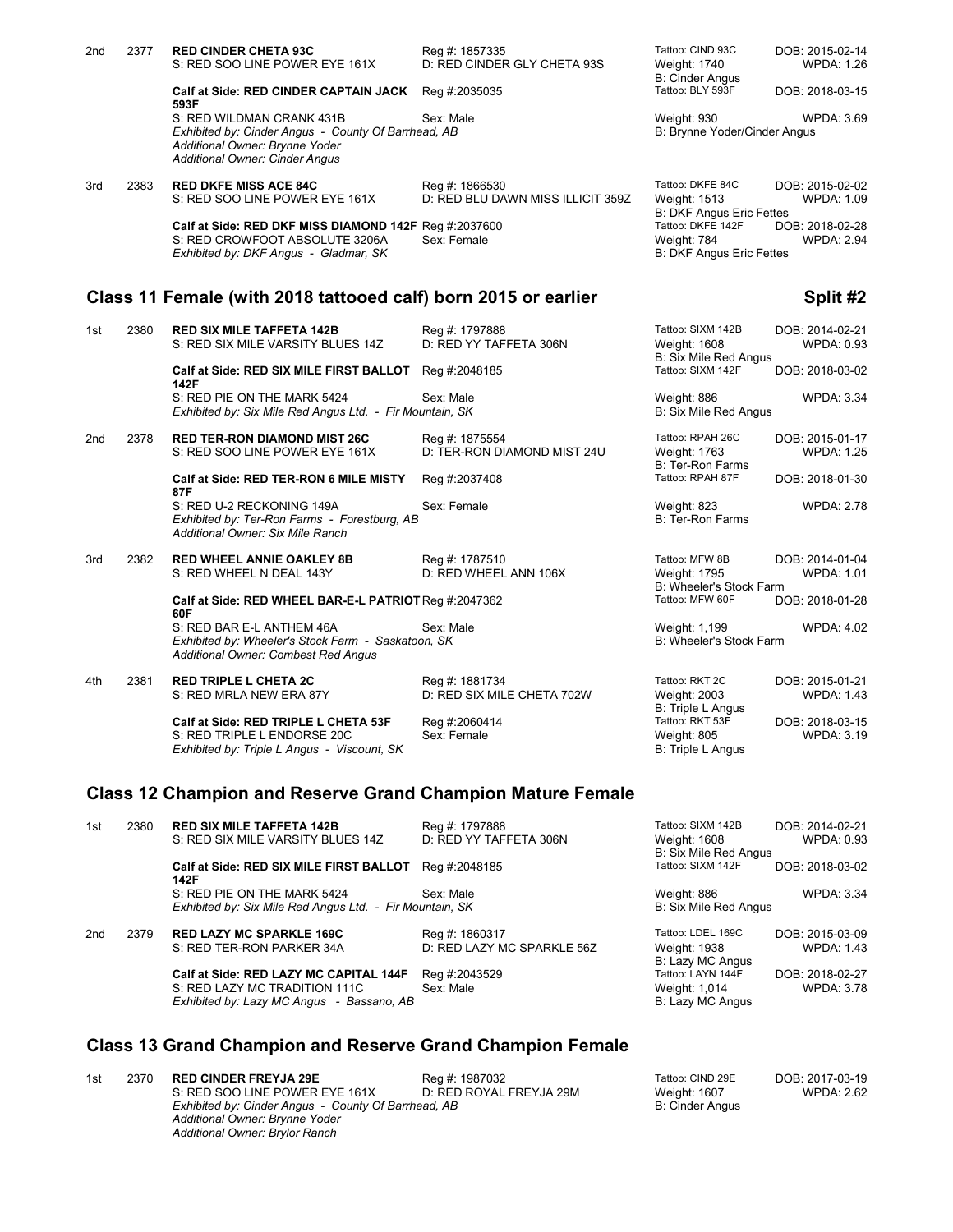2nd 2377 **RED CINDER CHETA 93C** Reg #: 1857335 Tattoo: CIND 93C DOB: 2015-02-14
S: RED SOO LINE POWER EYE 161X D: RED CINDER GLY CHETA 93S Weight: 1740 WPDA: 1.26
B: Cinder Angus

**Calf at Side: RED CINDER CAPTAIN JACK 593F** Reg #:2035035 Tattoo: BLY 593F DOB: 2018-03-15
S: RED WILDMAN CRANK 431B Sex: Male Weight: 930 WPDA: 3.69
*Exhibited by: Cinder Angus - County Of Barrhead, AB* B: Brynne Yoder/Cinder Angus
*Additional Owner: Brynne Yoder*
*Additional Owner: Cinder Angus*

3rd 2383 **RED DKFE MISS ACE 84C** Reg #: 1866530 Tattoo: DKFE 84C DOB: 2015-02-02
S: RED SOO LINE POWER EYE 161X D: RED BLU DAWN MISS ILLICIT 359Z Weight: 1513 WPDA: 1.09
B: DKF Angus Eric Fettes

**Calf at Side: RED DKF MISS DIAMOND 142F** Reg #:2037600 Tattoo: DKFE 142F DOB: 2018-02-28
S: RED CROWFOOT ABSOLUTE 3206A Sex: Female Weight: 784 WPDA: 2.94
*Exhibited by: DKF Angus - Gladmar, SK* B: DKF Angus Eric Fettes

## Class 11 Female (with 2018 tattooed calf) born 2015 or earlier — Split #2

1st 2380 **RED SIX MILE TAFFETA 142B** Reg #: 1797888 Tattoo: SIXM 142B DOB: 2014-02-21
S: RED SIX MILE VARSITY BLUES 14Z D: RED YY TAFFETA 306N Weight: 1608 WPDA: 0.93
B: Six Mile Red Angus

**Calf at Side: RED SIX MILE FIRST BALLOT 142F** Reg #:2048185 Tattoo: SIXM 142F DOB: 2018-03-02
S: RED PIE ON THE MARK 5424 Sex: Male Weight: 886 WPDA: 3.34
*Exhibited by: Six Mile Red Angus Ltd. - Fir Mountain, SK* B: Six Mile Red Angus

2nd 2378 **RED TER-RON DIAMOND MIST 26C** Reg #: 1875554 Tattoo: RPAH 26C DOB: 2015-01-17
S: RED SOO LINE POWER EYE 161X D: TER-RON DIAMOND MIST 24U Weight: 1763 WPDA: 1.25
B: Ter-Ron Farms

**Calf at Side: RED TER-RON 6 MILE MISTY 87F** Reg #:2037408 Tattoo: RPAH 87F DOB: 2018-01-30
S: RED U-2 RECKONING 149A Sex: Female Weight: 823 WPDA: 2.78
*Exhibited by: Ter-Ron Farms - Forestburg, AB* B: Ter-Ron Farms
*Additional Owner: Six Mile Ranch*

3rd 2382 **RED WHEEL ANNIE OAKLEY 8B** Reg #: 1787510 Tattoo: MFW 8B DOB: 2014-01-04
S: RED WHEEL N DEAL 143Y D: RED WHEEL ANN 106X Weight: 1795 WPDA: 1.01
B: Wheeler's Stock Farm

**Calf at Side: RED WHEEL BAR-E-L PATRIOT 60F** Reg #:2047362 Tattoo: MFW 60F DOB: 2018-01-28
S: RED BAR E-L ANTHEM 46A Sex: Male Weight: 1,199 WPDA: 4.02
*Exhibited by: Wheeler's Stock Farm - Saskatoon, SK* B: Wheeler's Stock Farm
*Additional Owner: Combest Red Angus*

4th 2381 **RED TRIPLE L CHETA 2C** Reg #: 1881734 Tattoo: RKT 2C DOB: 2015-01-21
S: RED MRLA NEW ERA 87Y D: RED SIX MILE CHETA 702W Weight: 2003 WPDA: 1.43
B: Triple L Angus

**Calf at Side: RED TRIPLE L CHETA 53F** Reg #:2060414 Tattoo: RKT 53F DOB: 2018-03-15
S: RED TRIPLE L ENDORSE 20C Sex: Female Weight: 805 WPDA: 3.19
*Exhibited by: Triple L Angus - Viscount, SK* B: Triple L Angus

## Class 12 Champion and Reserve Grand Champion Mature Female

1st 2380 **RED SIX MILE TAFFETA 142B** Reg #: 1797888 Tattoo: SIXM 142B DOB: 2014-02-21
S: RED SIX MILE VARSITY BLUES 14Z D: RED YY TAFFETA 306N Weight: 1608 WPDA: 0.93
B: Six Mile Red Angus

**Calf at Side: RED SIX MILE FIRST BALLOT 142F** Reg #:2048185 Tattoo: SIXM 142F DOB: 2018-03-02
S: RED PIE ON THE MARK 5424 Sex: Male Weight: 886 WPDA: 3.34
*Exhibited by: Six Mile Red Angus Ltd. - Fir Mountain, SK* B: Six Mile Red Angus

2nd 2379 **RED LAZY MC SPARKLE 169C** Reg #: 1860317 Tattoo: LDEL 169C DOB: 2015-03-09
S: RED TER-RON PARKER 34A D: RED LAZY MC SPARKLE 56Z Weight: 1938 WPDA: 1.43
B: Lazy MC Angus

**Calf at Side: RED LAZY MC CAPITAL 144F** Reg #:2043529 Tattoo: LAYN 144F DOB: 2018-02-27
S: RED LAZY MC TRADITION 111C Sex: Male Weight: 1,014 WPDA: 3.78
*Exhibited by: Lazy MC Angus - Bassano, AB* B: Lazy MC Angus

## Class 13 Grand Champion and Reserve Grand Champion Female

1st 2370 **RED CINDER FREYJA 29E** Reg #: 1987032 Tattoo: CIND 29E DOB: 2017-03-19
S: RED SOO LINE POWER EYE 161X D: RED ROYAL FREYJA 29M Weight: 1607 WPDA: 2.62
*Exhibited by: Cinder Angus - County Of Barrhead, AB* B: Cinder Angus
*Additional Owner: Brynne Yoder*
*Additional Owner: Brylor Ranch*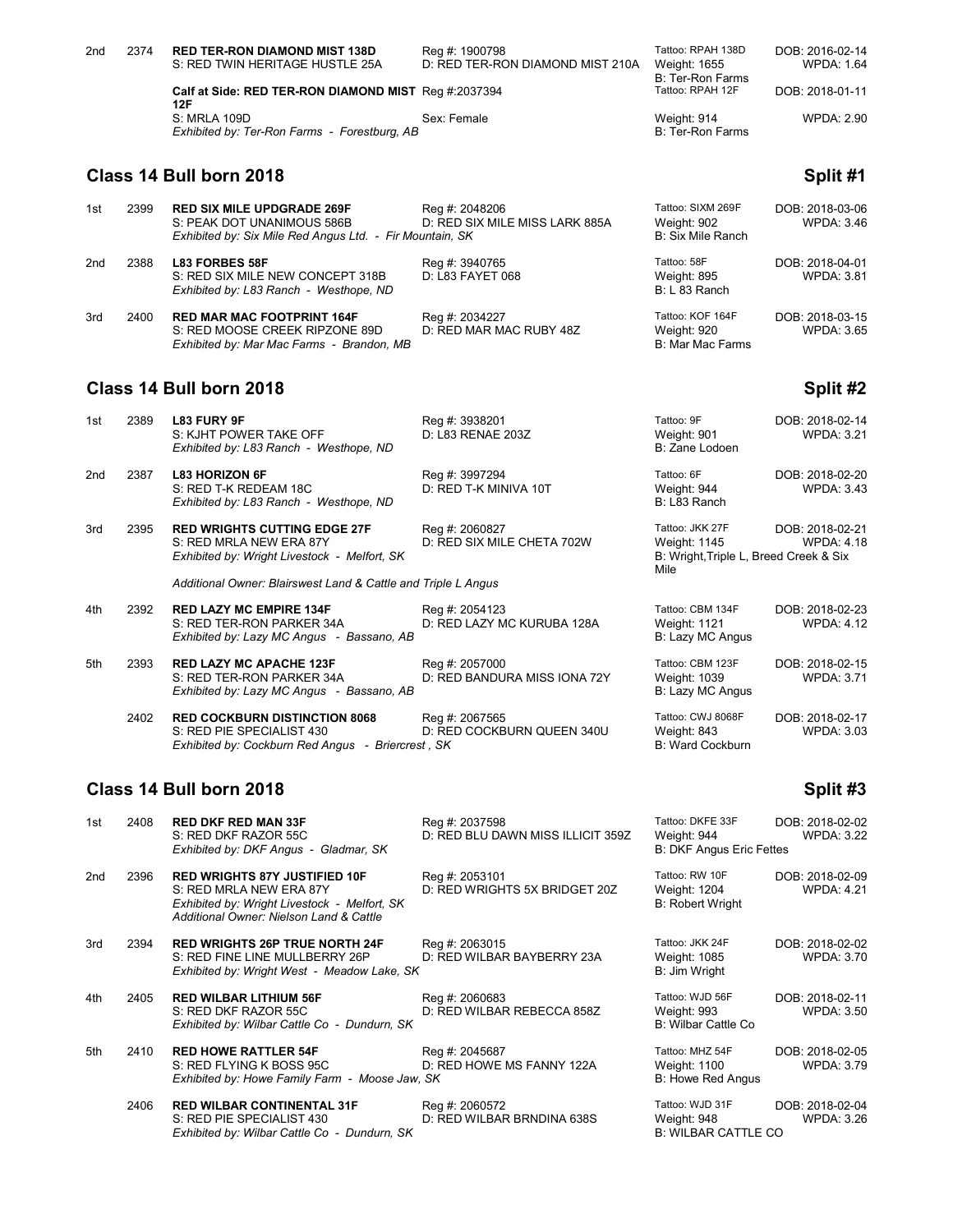2nd 2374 **RED TER-RON DIAMOND MIST 138D** Reg #: 1900798 Tattoo: RPAH 138D DOB: 2016-02-14
S: RED TWIN HERITAGE HUSTLE 25A D: RED TER-RON DIAMOND MIST 210A Weight: 1655 WPDA: 1.64
B: Ter-Ron Farms

**Calf at Side: RED TER-RON DIAMOND MIST 12F** Reg #:2037394 Tattoo: RPAH 12F DOB: 2018-01-11
S: MRLA 109D Sex: Female Weight: 914 WPDA: 2.90
*Exhibited by: Ter-Ron Farms - Forestburg, AB* B: Ter-Ron Farms

## Class 14 Bull born 2018 — Split #1

1st 2399 **RED SIX MILE UPDGRADE 269F** Reg #: 2048206 Tattoo: SIXM 269F DOB: 2018-03-06
S: PEAK DOT UNANIMOUS 586B D: RED SIX MILE MISS LARK 885A Weight: 902 WPDA: 3.46
*Exhibited by: Six Mile Red Angus Ltd. - Fir Mountain, SK* B: Six Mile Ranch

2nd 2388 **L83 FORBES 58F** Reg #: 3940765 Tattoo: 58F DOB: 2018-04-01
S: RED SIX MILE NEW CONCEPT 318B D: L83 FAYET 068 Weight: 895 WPDA: 3.81
*Exhibited by: L83 Ranch - Westhope, ND* B: L 83 Ranch

3rd 2400 **RED MAR MAC FOOTPRINT 164F** Reg #: 2034227 Tattoo: KOF 164F DOB: 2018-03-15
S: RED MOOSE CREEK RIPZONE 89D D: RED MAR MAC RUBY 48Z Weight: 920 WPDA: 3.65
*Exhibited by: Mar Mac Farms - Brandon, MB* B: Mar Mac Farms

## Class 14 Bull born 2018 — Split #2

1st 2389 **L83 FURY 9F** Reg #: 3938201 Tattoo: 9F DOB: 2018-02-14
S: KJHT POWER TAKE OFF D: L83 RENAE 203Z Weight: 901 WPDA: 3.21
*Exhibited by: L83 Ranch - Westhope, ND* B: Zane Lodoen

2nd 2387 **L83 HORIZON 6F** Reg #: 3997294 Tattoo: 6F DOB: 2018-02-20
S: RED T-K REDEAM 18C D: RED T-K MINIVA 10T Weight: 944 WPDA: 3.43
*Exhibited by: L83 Ranch - Westhope, ND* B: L83 Ranch

3rd 2395 **RED WRIGHTS CUTTING EDGE 27F** Reg #: 2060827 Tattoo: JKK 27F DOB: 2018-02-21
S: RED MRLA NEW ERA 87Y D: RED SIX MILE CHETA 702W Weight: 1145 WPDA: 4.18
*Exhibited by: Wright Livestock - Melfort, SK* B: Wright,Triple L, Breed Creek & Six Mile
*Additional Owner: Blairswest Land & Cattle and Triple L Angus*

4th 2392 **RED LAZY MC EMPIRE 134F** Reg #: 2054123 Tattoo: CBM 134F DOB: 2018-02-23
S: RED TER-RON PARKER 34A D: RED LAZY MC KURUBA 128A Weight: 1121 WPDA: 4.12
*Exhibited by: Lazy MC Angus - Bassano, AB* B: Lazy MC Angus

5th 2393 **RED LAZY MC APACHE 123F** Reg #: 2057000 Tattoo: CBM 123F DOB: 2018-02-15
S: RED TER-RON PARKER 34A D: RED BANDURA MISS IONA 72Y Weight: 1039 WPDA: 3.71
*Exhibited by: Lazy MC Angus - Bassano, AB* B: Lazy MC Angus

2402 **RED COCKBURN DISTINCTION 8068** Reg #: 2067565 Tattoo: CWJ 8068F DOB: 2018-02-17
S: RED PIE SPECIALIST 430 D: RED COCKBURN QUEEN 340U Weight: 843 WPDA: 3.03
*Exhibited by: Cockburn Red Angus - Briercrest , SK* B: Ward Cockburn

## Class 14 Bull born 2018 — Split #3

1st 2408 **RED DKF RED MAN 33F** Reg #: 2037598 Tattoo: DKFE 33F DOB: 2018-02-02
S: RED DKF RAZOR 55C D: RED BLU DAWN MISS ILLICIT 359Z Weight: 944 WPDA: 3.22
*Exhibited by: DKF Angus - Gladmar, SK* B: DKF Angus Eric Fettes

2nd 2396 **RED WRIGHTS 87Y JUSTIFIED 10F** Reg #: 2053101 Tattoo: RW 10F DOB: 2018-02-09
S: RED MRLA NEW ERA 87Y D: RED WRIGHTS 5X BRIDGET 20Z Weight: 1204 WPDA: 4.21
*Exhibited by: Wright Livestock - Melfort, SK* B: Robert Wright
*Additional Owner: Nielson Land & Cattle*

3rd 2394 **RED WRIGHTS 26P TRUE NORTH 24F** Reg #: 2063015 Tattoo: JKK 24F DOB: 2018-02-02
S: RED FINE LINE MULLBERRY 26P D: RED WILBAR BAYBERRY 23A Weight: 1085 WPDA: 3.70
*Exhibited by: Wright West - Meadow Lake, SK* B: Jim Wright

4th 2405 **RED WILBAR LITHIUM 56F** Reg #: 2060683 Tattoo: WJD 56F DOB: 2018-02-11
S: RED DKF RAZOR 55C D: RED WILBAR REBECCA 858Z Weight: 993 WPDA: 3.50
*Exhibited by: Wilbar Cattle Co - Dundurn, SK* B: Wilbar Cattle Co

5th 2410 **RED HOWE RATTLER 54F** Reg #: 2045687 Tattoo: MHZ 54F DOB: 2018-02-05
S: RED FLYING K BOSS 95C D: RED HOWE MS FANNY 122A Weight: 1100 WPDA: 3.79
*Exhibited by: Howe Family Farm - Moose Jaw, SK* B: Howe Red Angus

2406 **RED WILBAR CONTINENTAL 31F** Reg #: 2060572 Tattoo: WJD 31F DOB: 2018-02-04
S: RED PIE SPECIALIST 430 D: RED WILBAR BRNDINA 638S Weight: 948 WPDA: 3.26
*Exhibited by: Wilbar Cattle Co - Dundurn, SK* B: WILBAR CATTLE CO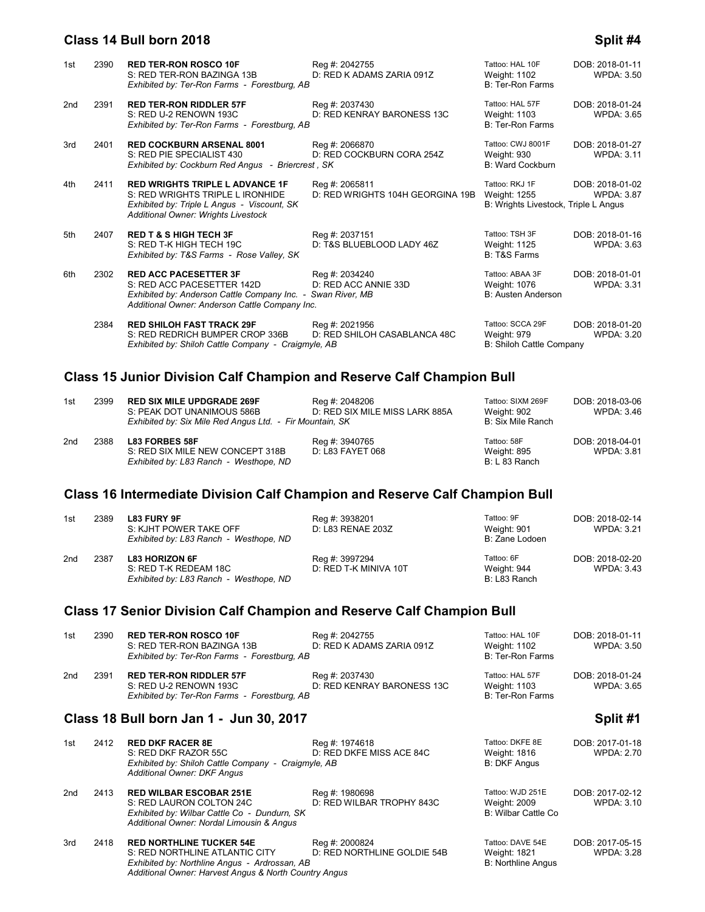## Class 14 Bull born 2018 — Split #4

| Place | No. | Name / Sire / Exhibitor | Reg # / Dam | Tattoo / Weight / Breeder | DOB / WPDA |
|---|---|---|---|---|---|
| 1st | 2390 | **RED TER-RON ROSCO 10F**<br>S: RED TER-RON BAZINGA 13B<br>*Exhibited by: Ter-Ron Farms - Forestburg, AB* | Reg #: 2042755<br>D: RED K ADAMS ZARIA 091Z | Tattoo: HAL 10F<br>Weight: 1102<br>B: Ter-Ron Farms | DOB: 2018-01-11<br>WPDA: 3.50 |
| 2nd | 2391 | **RED TER-RON RIDDLER 57F**<br>S: RED U-2 RENOWN 193C<br>*Exhibited by: Ter-Ron Farms - Forestburg, AB* | Reg #: 2037430<br>D: RED KENRAY BARONESS 13C | Tattoo: HAL 57F<br>Weight: 1103<br>B: Ter-Ron Farms | DOB: 2018-01-24<br>WPDA: 3.65 |
| 3rd | 2401 | **RED COCKBURN ARSENAL 8001**<br>S: RED PIE SPECIALIST 430<br>*Exhibited by: Cockburn Red Angus - Briercrest , SK* | Reg #: 2066870<br>D: RED COCKBURN CORA 254Z | Tattoo: CWJ 8001F<br>Weight: 930<br>B: Ward Cockburn | DOB: 2018-01-27<br>WPDA: 3.11 |
| 4th | 2411 | **RED WRIGHTS TRIPLE L ADVANCE 1F**<br>S: RED WRIGHTS TRIPLE L IRONHIDE<br>*Exhibited by: Triple L Angus - Viscount, SK*<br>*Additional Owner: Wrights Livestock* | Reg #: 2065811<br>D: RED WRIGHTS 104H GEORGINA 19B | Tattoo: RKJ 1F<br>Weight: 1255<br>B: Wrights Livestock, Triple L Angus | DOB: 2018-01-02<br>WPDA: 3.87 |
| 5th | 2407 | **RED T & S HIGH TECH 3F**<br>S: RED T-K HIGH TECH 19C<br>*Exhibited by: T&S Farms - Rose Valley, SK* | Reg #: 2037151<br>D: T&S BLUEBLOOD LADY 46Z | Tattoo: TSH 3F<br>Weight: 1125<br>B: T&S Farms | DOB: 2018-01-16<br>WPDA: 3.63 |
| 6th | 2302 | **RED ACC PACESETTER 3F**<br>S: RED ACC PACESETTER 142D<br>*Exhibited by: Anderson Cattle Company Inc. - Swan River, MB*<br>*Additional Owner: Anderson Cattle Company Inc.* | Reg #: 2034240<br>D: RED ACC ANNIE 33D | Tattoo: ABAA 3F<br>Weight: 1076<br>B: Austen Anderson | DOB: 2018-01-01<br>WPDA: 3.31 |
| | 2384 | **RED SHILOH FAST TRACK 29F**<br>S: RED REDRICH BUMPER CROP 336B<br>*Exhibited by: Shiloh Cattle Company - Craigmyle, AB* | Reg #: 2021956<br>D: RED SHILOH CASABLANCA 48C | Tattoo: SCCA 29F<br>Weight: 979<br>B: Shiloh Cattle Company | DOB: 2018-01-20<br>WPDA: 3.20 |

## Class 15 Junior Division Calf Champion and Reserve Calf Champion Bull

| Place | No. | Name / Sire / Exhibitor | Reg # / Dam | Tattoo / Weight / Breeder | DOB / WPDA |
|---|---|---|---|---|---|
| 1st | 2399 | **RED SIX MILE UPDGRADE 269F**<br>S: PEAK DOT UNANIMOUS 586B<br>*Exhibited by: Six Mile Red Angus Ltd. - Fir Mountain, SK* | Reg #: 2048206<br>D: RED SIX MILE MISS LARK 885A | Tattoo: SIXM 269F<br>Weight: 902<br>B: Six Mile Ranch | DOB: 2018-03-06<br>WPDA: 3.46 |
| 2nd | 2388 | **L83 FORBES 58F**<br>S: RED SIX MILE NEW CONCEPT 318B<br>*Exhibited by: L83 Ranch - Westhope, ND* | Reg #: 3940765<br>D: L83 FAYET 068 | Tattoo: 58F<br>Weight: 895<br>B: L 83 Ranch | DOB: 2018-04-01<br>WPDA: 3.81 |

## Class 16 Intermediate Division Calf Champion and Reserve Calf Champion Bull

| Place | No. | Name / Sire / Exhibitor | Reg # / Dam | Tattoo / Weight / Breeder | DOB / WPDA |
|---|---|---|---|---|---|
| 1st | 2389 | **L83 FURY 9F**<br>S: KJHT POWER TAKE OFF<br>*Exhibited by: L83 Ranch - Westhope, ND* | Reg #: 3938201<br>D: L83 RENAE 203Z | Tattoo: 9F<br>Weight: 901<br>B: Zane Lodoen | DOB: 2018-02-14<br>WPDA: 3.21 |
| 2nd | 2387 | **L83 HORIZON 6F**<br>S: RED T-K REDEAM 18C<br>*Exhibited by: L83 Ranch - Westhope, ND* | Reg #: 3997294<br>D: RED T-K MINIVA 10T | Tattoo: 6F<br>Weight: 944<br>B: L83 Ranch | DOB: 2018-02-20<br>WPDA: 3.43 |

## Class 17 Senior Division Calf Champion and Reserve Calf Champion Bull

| Place | No. | Name / Sire / Exhibitor | Reg # / Dam | Tattoo / Weight / Breeder | DOB / WPDA |
|---|---|---|---|---|---|
| 1st | 2390 | **RED TER-RON ROSCO 10F**<br>S: RED TER-RON BAZINGA 13B<br>*Exhibited by: Ter-Ron Farms - Forestburg, AB* | Reg #: 2042755<br>D: RED K ADAMS ZARIA 091Z | Tattoo: HAL 10F<br>Weight: 1102<br>B: Ter-Ron Farms | DOB: 2018-01-11<br>WPDA: 3.50 |
| 2nd | 2391 | **RED TER-RON RIDDLER 57F**<br>S: RED U-2 RENOWN 193C<br>*Exhibited by: Ter-Ron Farms - Forestburg, AB* | Reg #: 2037430<br>D: RED KENRAY BARONESS 13C | Tattoo: HAL 57F<br>Weight: 1103<br>B: Ter-Ron Farms | DOB: 2018-01-24<br>WPDA: 3.65 |

## Class 18 Bull born Jan 1 - Jun 30, 2017 — Split #1

| Place | No. | Name / Sire / Exhibitor | Reg # / Dam | Tattoo / Weight / Breeder | DOB / WPDA |
|---|---|---|---|---|---|
| 1st | 2412 | **RED DKF RACER 8E**<br>S: RED DKF RAZOR 55C<br>*Exhibited by: Shiloh Cattle Company - Craigmyle, AB*<br>*Additional Owner: DKF Angus* | Reg #: 1974618<br>D: RED DKFE MISS ACE 84C | Tattoo: DKFE 8E<br>Weight: 1816<br>B: DKF Angus | DOB: 2017-01-18<br>WPDA: 2.70 |
| 2nd | 2413 | **RED WILBAR ESCOBAR 251E**<br>S: RED LAURON COLTON 24C<br>*Exhibited by: Wilbar Cattle Co - Dundurn, SK*<br>*Additional Owner: Nordal Limousin & Angus* | Reg #: 1980698<br>D: RED WILBAR TROPHY 843C | Tattoo: WJD 251E<br>Weight: 2009<br>B: Wilbar Cattle Co | DOB: 2017-02-12<br>WPDA: 3.10 |
| 3rd | 2418 | **RED NORTHLINE TUCKER 54E**<br>S: RED NORTHLINE ATLANTIC CITY<br>*Exhibited by: Northline Angus - Ardrossan, AB*<br>*Additional Owner: Harvest Angus & North Country Angus* | Reg #: 2000824<br>D: RED NORTHLINE GOLDIE 54B | Tattoo: DAVE 54E<br>Weight: 1821<br>B: Northline Angus | DOB: 2017-05-15<br>WPDA: 3.28 |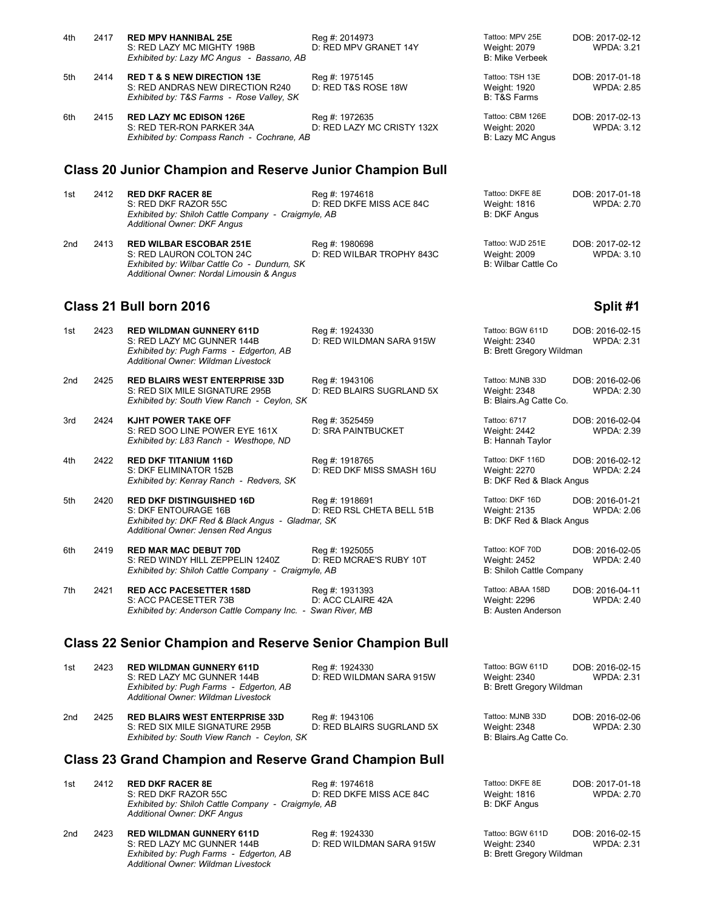| | | | | | |
|---|---|---|---|---|---|
| 4th | 2417 | **RED MPV HANNIBAL 25E**<br>S: RED LAZY MC MIGHTY 198B<br>*Exhibited by: Lazy MC Angus - Bassano, AB* | Reg #: 2014973<br>D: RED MPV GRANET 14Y | Tattoo: MPV 25E<br>Weight: 2079<br>B: Mike Verbeek | DOB: 2017-02-12<br>WPDA: 3.21 |
| 5th | 2414 | **RED T & S NEW DIRECTION 13E**<br>S: RED ANDRAS NEW DIRECTION R240<br>*Exhibited by: T&S Farms - Rose Valley, SK* | Reg #: 1975145<br>D: RED T&S ROSE 18W | Tattoo: TSH 13E<br>Weight: 1920<br>B: T&S Farms | DOB: 2017-01-18<br>WPDA: 2.85 |
| 6th | 2415 | **RED LAZY MC EDISON 126E**<br>S: RED TER-RON PARKER 34A<br>*Exhibited by: Compass Ranch - Cochrane, AB* | Reg #: 1972635<br>D: RED LAZY MC CRISTY 132X | Tattoo: CBM 126E<br>Weight: 2020<br>B: Lazy MC Angus | DOB: 2017-02-13<br>WPDA: 3.12 |

## Class 20 Junior Champion and Reserve Junior Champion Bull

| | | | | | |
|---|---|---|---|---|---|
| 1st | 2412 | **RED DKF RACER 8E**<br>S: RED DKF RAZOR 55C<br>*Exhibited by: Shiloh Cattle Company - Craigmyle, AB*<br>*Additional Owner: DKF Angus* | Reg #: 1974618<br>D: RED DKFE MISS ACE 84C | Tattoo: DKFE 8E<br>Weight: 1816<br>B: DKF Angus | DOB: 2017-01-18<br>WPDA: 2.70 |
| 2nd | 2413 | **RED WILBAR ESCOBAR 251E**<br>S: RED LAURON COLTON 24C<br>*Exhibited by: Wilbar Cattle Co - Dundurn, SK*<br>*Additional Owner: Nordal Limousin & Angus* | Reg #: 1980698<br>D: RED WILBAR TROPHY 843C | Tattoo: WJD 251E<br>Weight: 2009<br>B: Wilbar Cattle Co | DOB: 2017-02-12<br>WPDA: 3.10 |

## Class 21 Bull born 2016 — Split #1

| | | | | | |
|---|---|---|---|---|---|
| 1st | 2423 | **RED WILDMAN GUNNERY 611D**<br>S: RED LAZY MC GUNNER 144B<br>*Exhibited by: Pugh Farms - Edgerton, AB*<br>*Additional Owner: Wildman Livestock* | Reg #: 1924330<br>D: RED WILDMAN SARA 915W | Tattoo: BGW 611D<br>Weight: 2340<br>B: Brett Gregory Wildman | DOB: 2016-02-15<br>WPDA: 2.31 |
| 2nd | 2425 | **RED BLAIRS WEST ENTERPRISE 33D**<br>S: RED SIX MILE SIGNATURE 295B<br>*Exhibited by: South View Ranch - Ceylon, SK* | Reg #: 1943106<br>D: RED BLAIRS SUGRLAND 5X | Tattoo: MJNB 33D<br>Weight: 2348<br>B: Blairs.Ag Catte Co. | DOB: 2016-02-06<br>WPDA: 2.30 |
| 3rd | 2424 | **KJHT POWER TAKE OFF**<br>S: RED SOO LINE POWER EYE 161X<br>*Exhibited by: L83 Ranch - Westhope, ND* | Reg #: 3525459<br>D: SRA PAINTBUCKET | Tattoo: 6717<br>Weight: 2442<br>B: Hannah Taylor | DOB: 2016-02-04<br>WPDA: 2.39 |
| 4th | 2422 | **RED DKF TITANIUM 116D**<br>S: DKF ELIMINATOR 152B<br>*Exhibited by: Kenray Ranch - Redvers, SK* | Reg #: 1918765<br>D: RED DKF MISS SMASH 16U | Tattoo: DKF 116D<br>Weight: 2270<br>B: DKF Red & Black Angus | DOB: 2016-02-12<br>WPDA: 2.24 |
| 5th | 2420 | **RED DKF DISTINGUISHED 16D**<br>S: DKF ENTOURAGE 16B<br>*Exhibited by: DKF Red & Black Angus - Gladmar, SK*<br>*Additional Owner: Jensen Red Angus* | Reg #: 1918691<br>D: RED RSL CHETA BELL 51B | Tattoo: DKF 16D<br>Weight: 2135<br>B: DKF Red & Black Angus | DOB: 2016-01-21<br>WPDA: 2.06 |
| 6th | 2419 | **RED MAR MAC DEBUT 70D**<br>S: RED WINDY HILL ZEPPELIN 1240Z<br>*Exhibited by: Shiloh Cattle Company - Craigmyle, AB* | Reg #: 1925055<br>D: RED MCRAE'S RUBY 10T | Tattoo: KOF 70D<br>Weight: 2452<br>B: Shiloh Cattle Company | DOB: 2016-02-05<br>WPDA: 2.40 |
| 7th | 2421 | **RED ACC PACESETTER 158D**<br>S: ACC PACESETTER 73B<br>*Exhibited by: Anderson Cattle Company Inc. - Swan River, MB* | Reg #: 1931393<br>D: ACC CLAIRE 42A | Tattoo: ABAA 158D<br>Weight: 2296<br>B: Austen Anderson | DOB: 2016-04-11<br>WPDA: 2.40 |

## Class 22 Senior Champion and Reserve Senior Champion Bull

| | | | | | |
|---|---|---|---|---|---|
| 1st | 2423 | **RED WILDMAN GUNNERY 611D**<br>S: RED LAZY MC GUNNER 144B<br>*Exhibited by: Pugh Farms - Edgerton, AB*<br>*Additional Owner: Wildman Livestock* | Reg #: 1924330<br>D: RED WILDMAN SARA 915W | Tattoo: BGW 611D<br>Weight: 2340<br>B: Brett Gregory Wildman | DOB: 2016-02-15<br>WPDA: 2.31 |
| 2nd | 2425 | **RED BLAIRS WEST ENTERPRISE 33D**<br>S: RED SIX MILE SIGNATURE 295B<br>*Exhibited by: South View Ranch - Ceylon, SK* | Reg #: 1943106<br>D: RED BLAIRS SUGRLAND 5X | Tattoo: MJNB 33D<br>Weight: 2348<br>B: Blairs.Ag Catte Co. | DOB: 2016-02-06<br>WPDA: 2.30 |

## Class 23 Grand Champion and Reserve Grand Champion Bull

| | | | | | |
|---|---|---|---|---|---|
| 1st | 2412 | **RED DKF RACER 8E**<br>S: RED DKF RAZOR 55C<br>*Exhibited by: Shiloh Cattle Company - Craigmyle, AB*<br>*Additional Owner: DKF Angus* | Reg #: 1974618<br>D: RED DKFE MISS ACE 84C | Tattoo: DKFE 8E<br>Weight: 1816<br>B: DKF Angus | DOB: 2017-01-18<br>WPDA: 2.70 |
| 2nd | 2423 | **RED WILDMAN GUNNERY 611D**<br>S: RED LAZY MC GUNNER 144B<br>*Exhibited by: Pugh Farms - Edgerton, AB*<br>*Additional Owner: Wildman Livestock* | Reg #: 1924330<br>D: RED WILDMAN SARA 915W | Tattoo: BGW 611D<br>Weight: 2340<br>B: Brett Gregory Wildman | DOB: 2016-02-15<br>WPDA: 2.31 |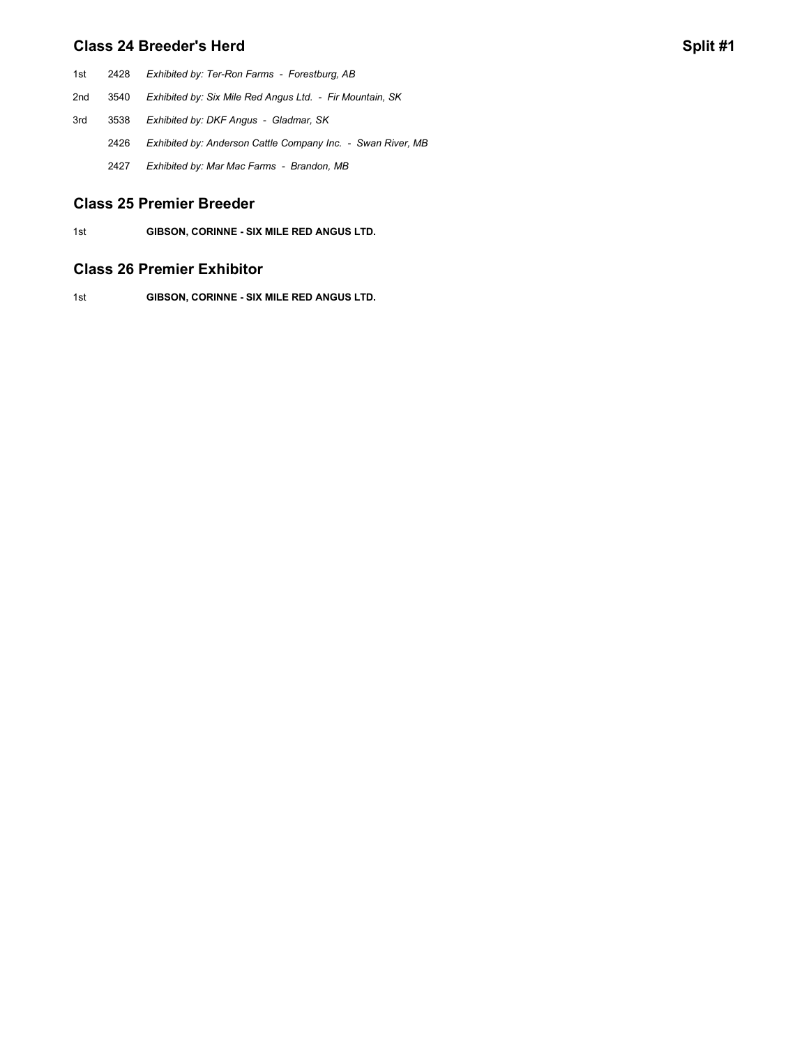## Class 24 Breeder's Herd

**Split #1**

| | | |
|---|---|---|
| 1st | 2428 | *Exhibited by: Ter-Ron Farms - Forestburg, AB* |
| 2nd | 3540 | *Exhibited by: Six Mile Red Angus Ltd. - Fir Mountain, SK* |
| 3rd | 3538 | *Exhibited by: DKF Angus - Gladmar, SK* |
| | 2426 | *Exhibited by: Anderson Cattle Company Inc. - Swan River, MB* |
| | 2427 | *Exhibited by: Mar Mac Farms - Brandon, MB* |

## Class 25 Premier Breeder

1st **GIBSON, CORINNE - SIX MILE RED ANGUS LTD.**

## Class 26 Premier Exhibitor

1st **GIBSON, CORINNE - SIX MILE RED ANGUS LTD.**